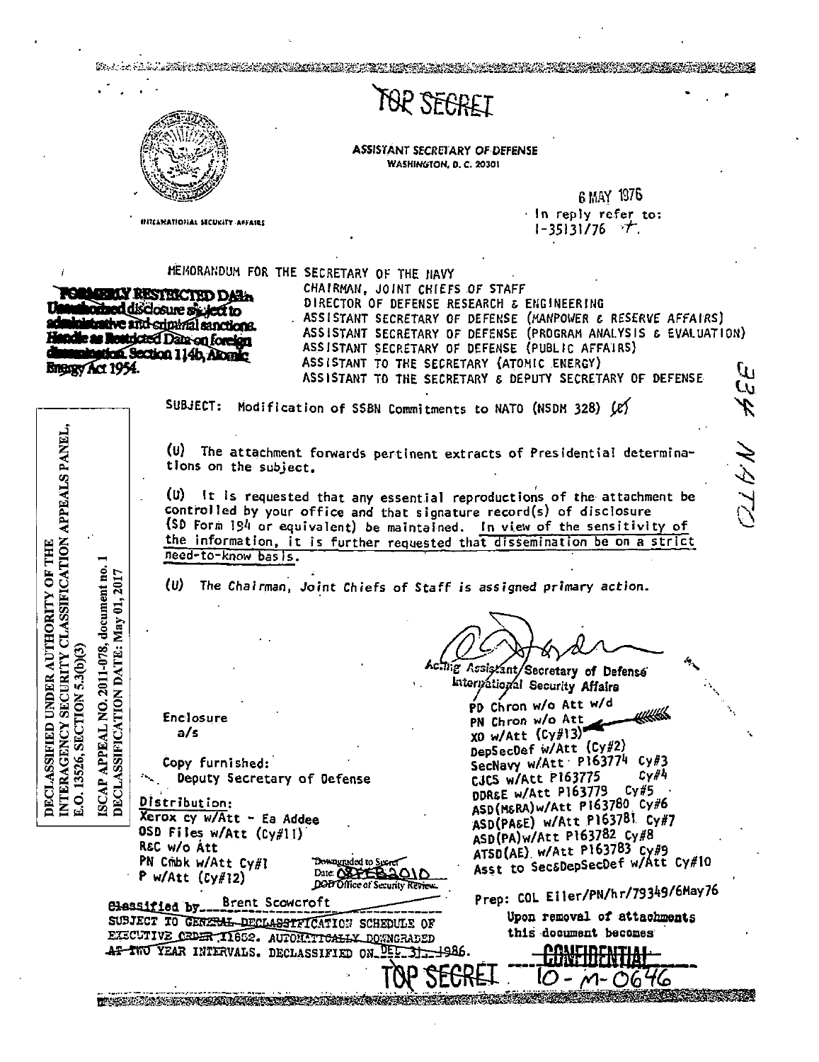TOP SECRET

ASSISTANT SECRETARY OF DEFENSE
WASHINGTON, D. C. 20301

INTERNATIONAL SECURITY AFFAIRS

6 MAY 1976

In reply refer to:
I-35131/76

**FORMERLY RESTRICTED DATA** Unauthorized disclosure subject to administrative and criminal sanctions. Handle as Restricted Data on foreign dissemination. Section 144b, Atomic Energy Act 1954.

MEMORANDUM FOR THE SECRETARY OF THE NAVY
CHAIRMAN, JOINT CHIEFS OF STAFF
DIRECTOR OF DEFENSE RESEARCH & ENGINEERING
ASSISTANT SECRETARY OF DEFENSE (MANPOWER & RESERVE AFFAIRS)
ASSISTANT SECRETARY OF DEFENSE (PROGRAM ANALYSIS & EVALUATION)
ASSISTANT SECRETARY OF DEFENSE (PUBLIC AFFAIRS)
ASSISTANT TO THE SECRETARY (ATOMIC ENERGY)
ASSISTANT TO THE SECRETARY & DEPUTY SECRETARY OF DEFENSE

334 NATO

SUBJECT: Modification of SSBN Commitments to NATO (NSDM 328) (C)

(U) The attachment forwards pertinent extracts of Presidential determinations on the subject.

(U) It is requested that any essential reproductions of the attachment be controlled by your office and that signature record(s) of disclosure (SD Form 194 or equivalent) be maintained. In view of the sensitivity of the information, it is further requested that dissemination be on a strict need-to-know basis.

(U) The Chairman, Joint Chiefs of Staff is assigned primary action.

Acting Assistant Secretary of Defense
International Security Affairs

DECLASSIFIED UNDER AUTHORITY OF THE INTERAGENCY SECURITY CLASSIFICATION APPEALS PANEL, E.O. 13526, SECTION 5.3(b)(3)

ISCAP APPEAL NO. 2011-078, document no. 1
DECLASSIFICATION DATE: May 01, 2017

Enclosure
a/s

Copy furnished:
Deputy Secretary of Defense

Distribution:
Xerox cy w/Att - Ea Addee
OSD Files w/Att (Cy#11)
R&C w/o Att
PN Cmbk w/Att Cy#1
P w/Att (Cy#12)

PD Chron w/o Att w/d
PN Chron w/o Att
XO w/Att (Cy#13)
DepSecDef w/Att (Cy#2)
SecNavy w/Att P163774 Cy#3
CJCS w/Att P163775 Cy#4
DDR&E w/Att P163779 Cy#5
ASD(M&RA)w/Att P163780 Cy#6
ASD(PA&E) w/Att P163781 Cy#7
ASD(PA)w/Att P163782 Cy#8
ATSD(AE) w/Att P163783 Cy#9
Asst to Sec&DepSecDef w/Att Cy#10

Downgraded to Secret
Date: 08 FEB 2010
DOD Office of Security Review

Prep: COL Eiler/PN/hr/79349/6May76

Classified by Brent Scowcroft
SUBJECT TO GENERAL DECLASSIFICATION SCHEDULE OF EXECUTIVE ORDER 11652. AUTOMATICALLY DOWNGRADED AT TWO YEAR INTERVALS. DECLASSIFIED ON DEC 31 1986.

Upon removal of attachments this document becomes CONFIDENTIAL

TOP SECRET

10-M-0646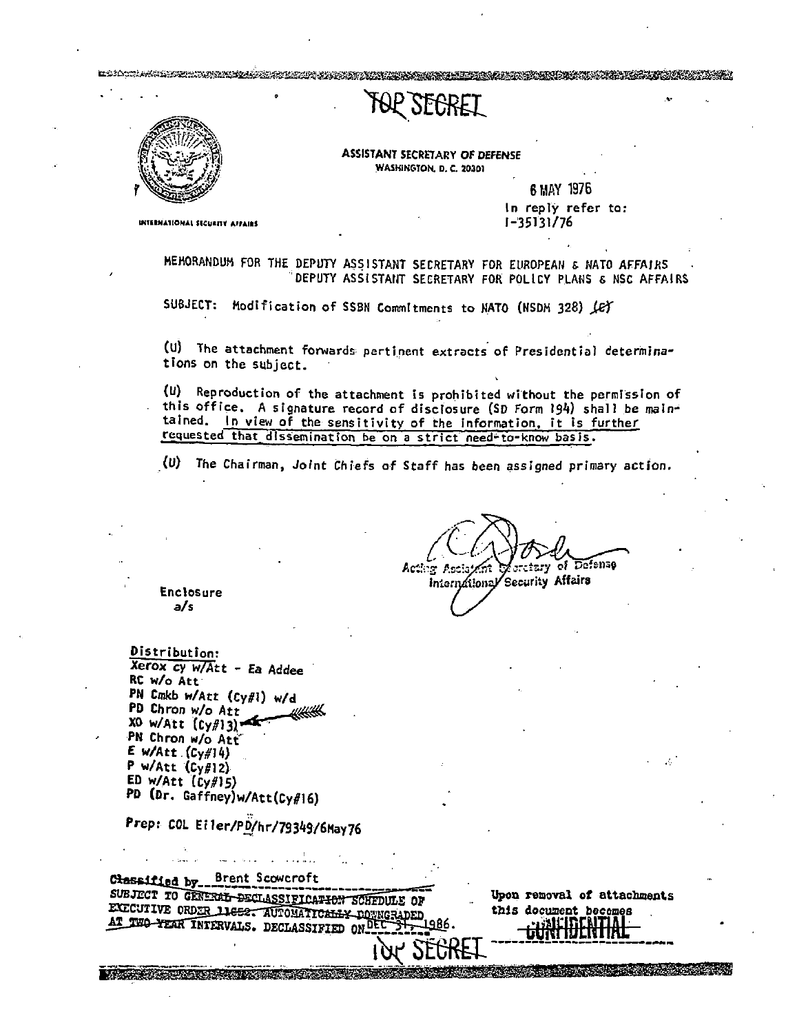TOP SECRET

ASSISTANT SECRETARY OF DEFENSE
WASHINGTON, D.C. 20301

INTERNATIONAL SECURITY AFFAIRS

6 MAY 1976

In reply refer to:
I-35131/76

MEMORANDUM FOR THE DEPUTY ASSISTANT SECRETARY FOR EUROPEAN & NATO AFFAIRS
DEPUTY ASSISTANT SECRETARY FOR POLICY PLANS & NSC AFFAIRS

SUBJECT: Modification of SSBN Commitments to NATO (NSDM 328) (C)

(U) The attachment forwards pertinent extracts of Presidential determinations on the subject.

(U) Reproduction of the attachment is prohibited without the permission of this office. A signature record of disclosure (SD Form 194) shall be maintained. In view of the sensitivity of the information, it is further requested that dissemination be on a strict need-to-know basis.

(U) The Chairman, Joint Chiefs of Staff has been assigned primary action.

Acting Assistant Secretary of Defense
International Security Affairs

Enclosure
a/s

Distribution:
Xerox cy w/Att - Ea Addee
RC w/o Att
PN Cmkb w/Att (Cy#1) w/d
PD Chron w/o Att
XO w/Att (Cy#13)
PN Chron w/o Att
E w/Att (Cy#14)
P w/Att (Cy#12)
ED w/Att (Cy#15)
PD (Dr. Gaffney) w/Att (Cy#16)

Prep: COL Eiler/PD/hr/79349/6May76

Classified by Brent Scowcroft
SUBJECT TO GENERAL DECLASSIFICATION SCHEDULE OF EXECUTIVE ORDER 11652. AUTOMATICALLY DOWNGRADED AT TWO YEAR INTERVALS. DECLASSIFIED ON DEC 31, 1986.

Upon removal of attachments this document becomes CONFIDENTIAL

TOP SECRET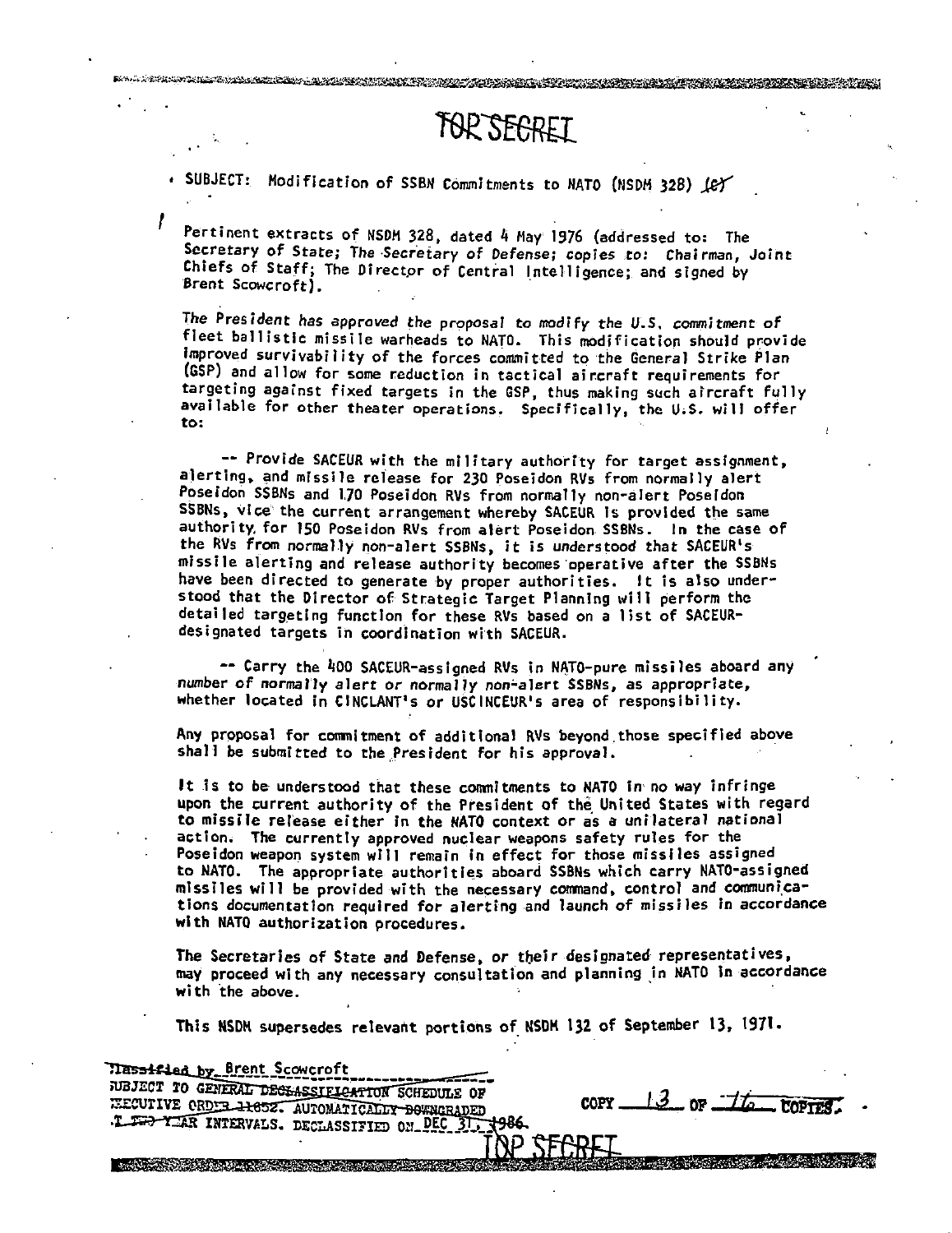TOP SECRET

SUBJECT: Modification of SSBN Commitments to NATO (NSDM 328) (C)

Pertinent extracts of NSDM 328, dated 4 May 1976 (addressed to: The Secretary of State; The Secretary of Defense; copies to: Chairman, Joint Chiefs of Staff; The Director of Central Intelligence; and signed by Brent Scowcroft).

*The President has approved the proposal to modify the U.S. commitment of* fleet ballistic missile warheads to NATO. This modification should provide improved survivability of the forces committed to the General Strike Plan (GSP) and allow for some reduction in tactical aircraft requirements for targeting against fixed targets in the GSP, thus making such aircraft fully available for other theater operations. Specifically, the U.S. will offer to:

-- Provide SACEUR with the military authority for target assignment, alerting, and missile release for 230 Poseidon RVs from normally alert Poseidon SSBNs and 170 Poseidon RVs from normally non-alert Poseidon SSBNs, vice the current arrangement whereby SACEUR is provided the same authority for 150 Poseidon RVs from alert Poseidon SSBNs. In the case of the RVs from normally non-alert SSBNs, it is understood that SACEUR's missile alerting and release authority becomes operative after the SSBNs have been directed to generate by proper authorities. It is also understood that the Director of Strategic Target Planning will perform the detailed targeting function for these RVs based on a list of SACEUR-designated targets in coordination with SACEUR.

-- Carry the 400 SACEUR-assigned RVs in NATO-pure missiles aboard any number of normally alert or normally non-alert SSBNs, as appropriate, whether located in CINCLANT's or USCINCEUR's area of responsibility.

Any proposal for commitment of additional RVs beyond those specified above shall be submitted to the President for his approval.

It is to be understood that these commitments to NATO in no way infringe upon the current authority of the President of the United States with regard to missile release either in the NATO context or as a unilateral national action. The currently approved nuclear weapons safety rules for the Poseidon weapon system will remain in effect for those missiles assigned to NATO. The appropriate authorities aboard SSBNs which carry NATO-assigned missiles will be provided with the necessary command, control and communications documentation required for alerting and launch of missiles in accordance with NATO authorization procedures.

The Secretaries of State and Defense, or their designated representatives, may proceed with any necessary consultation and planning in NATO in accordance with the above.

This NSDM supersedes relevant portions of NSDM 132 of September 13, 1971.

Classified by Brent Scowcroft
SUBJECT TO GENERAL DECLASSIFICATION SCHEDULE OF EXECUTIVE ORDER 11652. AUTOMATICALLY DOWNGRADED AT TWO YEAR INTERVALS. DECLASSIFIED ON DEC 31, 1986.

COPY 13 OF 16 COPIES.

TOP SECRET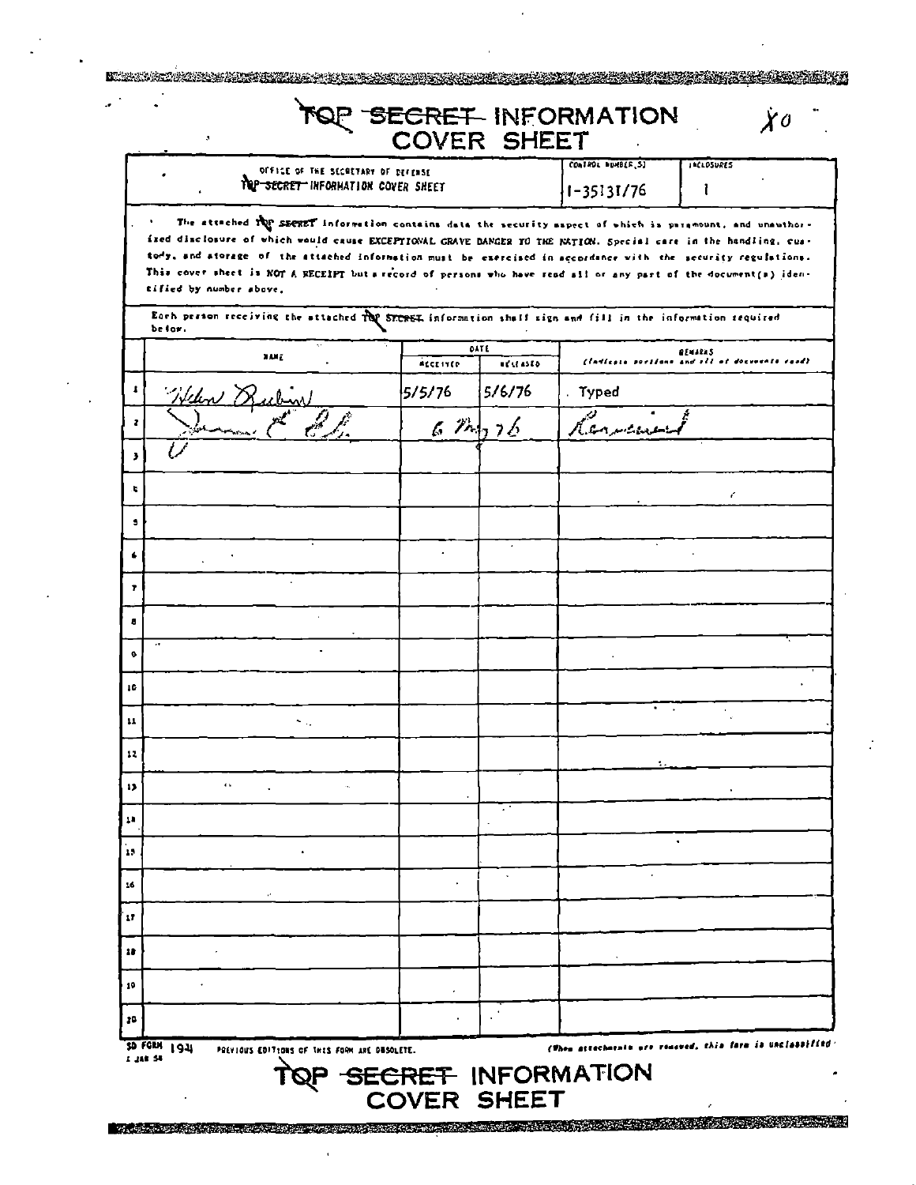# ~~TOP SECRET~~ INFORMATION COVER SHEET

X0

| OFFICE OF THE SECRETARY OF DEFENSE ~~TOP SECRET~~ INFORMATION COVER SHEET | CONTROL NUMBER(S) | INCLOSURES |
|---|---|---|
| | 1-35131/76 | 1 |

The attached ~~TOP SECRET~~ information contains data the security aspect of which is paramount, and unauthorized disclosure of which would cause EXCEPTIONAL GRAVE DANGER TO THE NATION. Special care in the handling, custody, and storage of the attached information must be exercised in accordance with the security regulations. This cover sheet is NOT A RECEIPT but a record of persons who have read all or any part of the document(s) identified by number above.

Each person receiving the attached ~~TOP SECRET~~ information shall sign and fill in the information required below.

| | NAME | DATE RECEIVED | DATE RELEASED | REMARKS (Indicate portions and all of documents read) |
|---|---|---|---|---|
| 1 | Helen Rubin | 5/5/76 | 5/6/76 | Typed |
| 2 | James E. [signature] | 6 May 76 | | Received |
| 3 | | | | |
| 4 | | | | |
| 5 | | | | |
| 6 | | | | |
| 7 | | | | |
| 8 | | | | |
| 9 | | | | |
| 10 | | | | |
| 11 | | | | |
| 12 | | | | |
| 13 | | | | |
| 14 | | | | |
| 15 | | | | |
| 16 | | | | |
| 17 | | | | |
| 18 | | | | |
| 19 | | | | |
| 20 | | | | |

SD FORM 194 1 JAN 58 PREVIOUS EDITIONS OF THIS FORM ARE OBSOLETE.

(When attachments are removed, this form is unclassified)

# ~~TOP SECRET~~ INFORMATION COVER SHEET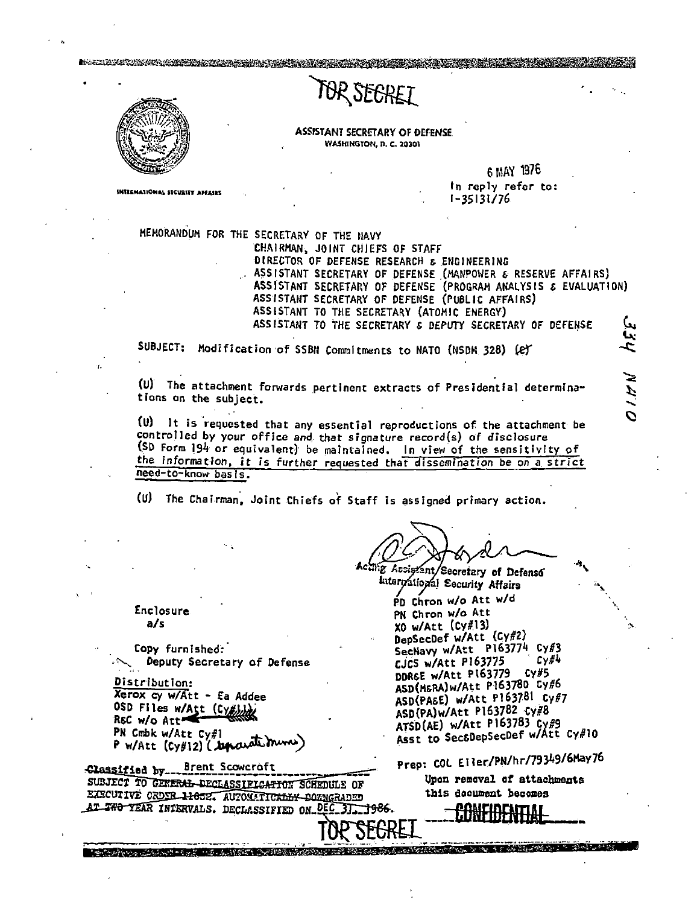TOP SECRET

ASSISTANT SECRETARY OF DEFENSE
WASHINGTON, D. C. 20301

INTERNATIONAL SECURITY AFFAIRS

6 MAY 1976

In reply refer to:
I-35131/76

MEMORANDUM FOR THE SECRETARY OF THE NAVY
CHAIRMAN, JOINT CHIEFS OF STAFF
DIRECTOR OF DEFENSE RESEARCH & ENGINEERING
ASSISTANT SECRETARY OF DEFENSE (MANPOWER & RESERVE AFFAIRS)
ASSISTANT SECRETARY OF DEFENSE (PROGRAM ANALYSIS & EVALUATION)
ASSISTANT SECRETARY OF DEFENSE (PUBLIC AFFAIRS)
ASSISTANT TO THE SECRETARY (ATOMIC ENERGY)
ASSISTANT TO THE SECRETARY & DEPUTY SECRETARY OF DEFENSE

334 NATO

SUBJECT: Modification of SSBN Commitments to NATO (NSDM 328) (C)

(U) The attachment forwards pertinent extracts of Presidential determinations on the subject.

(U) It is requested that any essential reproductions of the attachment be controlled by your office and that signature record(s) of disclosure (SD Form 194 or equivalent) be maintained. In view of the sensitivity of the information, it is further requested that dissemination be on a strict need-to-know basis.

(U) The Chairman, Joint Chiefs of Staff is assigned primary action.

Acting Assistant Secretary of Defense
International Security Affairs

Enclosure
a/s

Copy furnished:
Deputy Secretary of Defense

Distribution:
Xerox cy w/Att - Ea Addee
OSD Files w/Att (Cy#11)
R&C w/o Att
PN Cmbk w/Att Cy#1
P w/Att (Cy#12) (separate memo)

PD Chron w/o Att w/d
PN Chron w/o Att
XO w/Att (Cy#13)
DepSecDef w/Att (Cy#2)
SecNavy w/Att P163774 Cy#3
CJCS w/Att P163775 Cy#4
DDR&E w/Att P163779 Cy#5
ASD(M&RA)w/Att P163780 Cy#6
ASD(PA&E) w/Att P163781 Cy#7
ASD(PA)w/Att P163782 Cy#8
ATSD(AE) w/Att P163783 Cy#9
Asst to Sec&DepSecDef w/Att Cy#10

Prep: COL Eller/PN/hr/79349/6May76

Classified by Brent Scowcroft
SUBJECT TO GENERAL DECLASSIFICATION SCHEDULE OF EXECUTIVE ORDER 11652. AUTOMATICALLY DOWNGRADED AT TWO YEAR INTERVALS. DECLASSIFIED ON DEC 31, 1986.

Upon removal of attachments this document becomes CONFIDENTIAL

TOP SECRET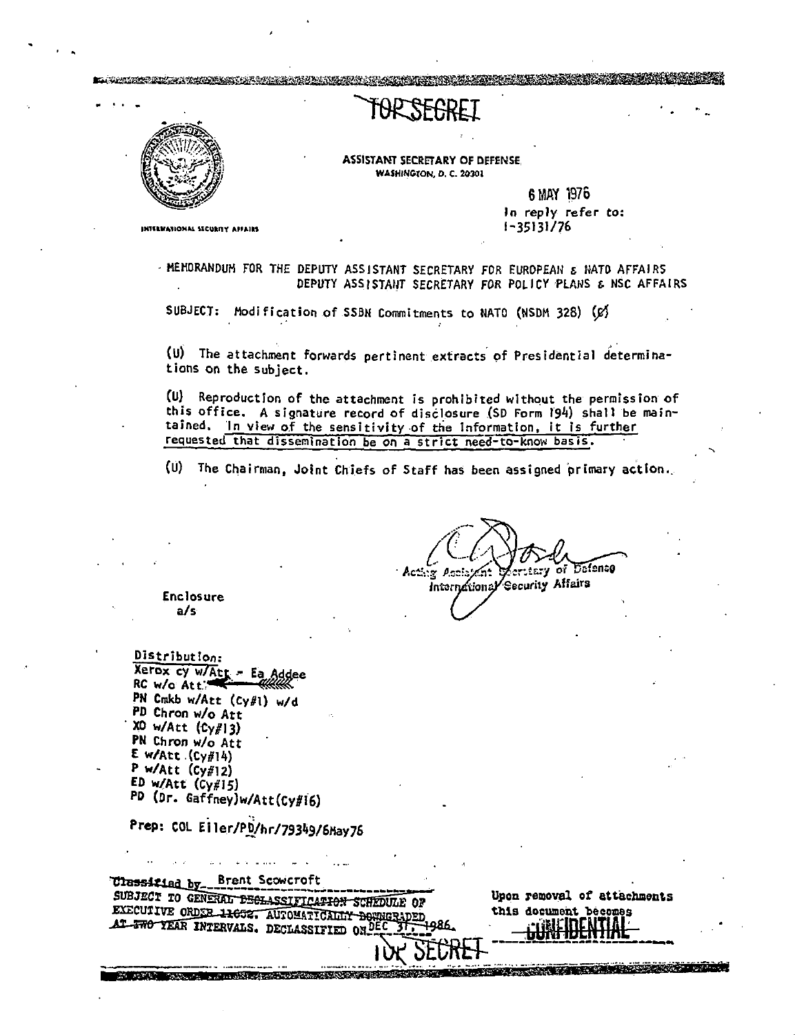TOP SECRET

ASSISTANT SECRETARY OF DEFENSE
WASHINGTON, D. C. 20301

INTERNATIONAL SECURITY AFFAIRS

6 MAY 1976
In reply refer to:
I-35131/76

MEMORANDUM FOR THE DEPUTY ASSISTANT SECRETARY FOR EUROPEAN & NATO AFFAIRS
DEPUTY ASSISTANT SECRETARY FOR POLICY PLANS & NSC AFFAIRS

SUBJECT: Modification of SSBN Commitments to NATO (NSDM 328) (~~S~~)

(U) The attachment forwards pertinent extracts of Presidential determinations on the subject.

(U) Reproduction of the attachment is prohibited without the permission of this office. A signature record of disclosure (SD Form 194) shall be maintained. In view of the sensitivity of the information, it is further requested that dissemination be on a strict need-to-know basis.

(U) The Chairman, Joint Chiefs of Staff has been assigned primary action.

Acting Assistant Secretary of Defense
International Security Affairs

Enclosure
a/s

Distribution:
Xerox cy w/Att - Ea Addee
RC w/o Att
PN Cmkb w/Att (Cy#1) w/d
PD Chron w/o Att
XO w/Att (Cy#13)
PN Chron w/o Att
E w/Att (Cy#14)
P w/Att (Cy#12)
ED w/Att (Cy#15)
PD (Dr. Gaffney)w/Att(Cy#16)

Prep: COL Eiler/PD/hr/79349/6May76

~~Classified by~~ Brent Scowcroft
~~SUBJECT TO GENERAL DECLASSIFICATION SCHEDULE OF~~
~~EXECUTIVE ORDER 11652. AUTOMATICALLY DOWNGRADED~~
~~AT TWO YEAR INTERVALS.~~ DECLASSIFIED ON DEC 31, 1986.

Upon removal of attachments
this document becomes
~~CONFIDENTIAL~~

TOP SECRET